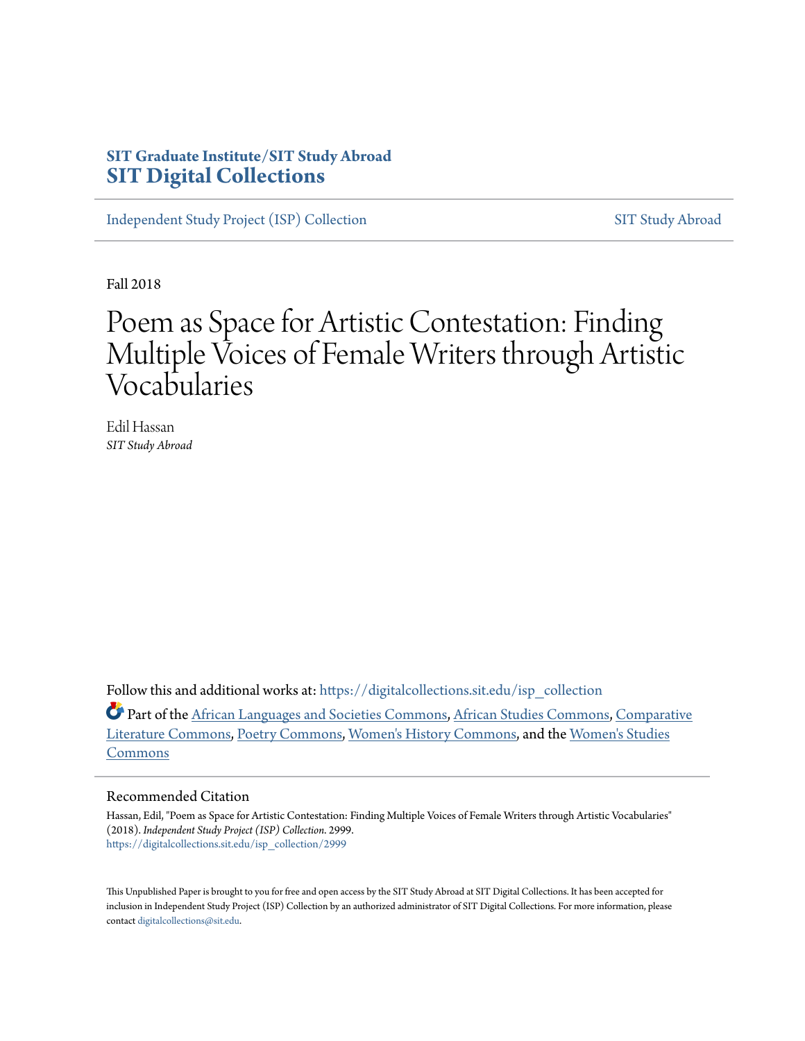**SIT Graduate Institute/SIT Study Abroad**
# SIT Digital Collections

Independent Study Project (ISP) Collection — SIT Study Abroad

Fall 2018

# Poem as Space for Artistic Contestation: Finding Multiple Voices of Female Writers through Artistic Vocabularies

Edil Hassan
*SIT Study Abroad*

Follow this and additional works at: https://digitalcollections.sit.edu/isp_collection

Part of the African Languages and Societies Commons, African Studies Commons, Comparative Literature Commons, Poetry Commons, Women's History Commons, and the Women's Studies Commons

## Recommended Citation

Hassan, Edil, "Poem as Space for Artistic Contestation: Finding Multiple Voices of Female Writers through Artistic Vocabularies" (2018). *Independent Study Project (ISP) Collection*. 2999.
https://digitalcollections.sit.edu/isp_collection/2999

This Unpublished Paper is brought to you for free and open access by the SIT Study Abroad at SIT Digital Collections. It has been accepted for inclusion in Independent Study Project (ISP) Collection by an authorized administrator of SIT Digital Collections. For more information, please contact digitalcollections@sit.edu.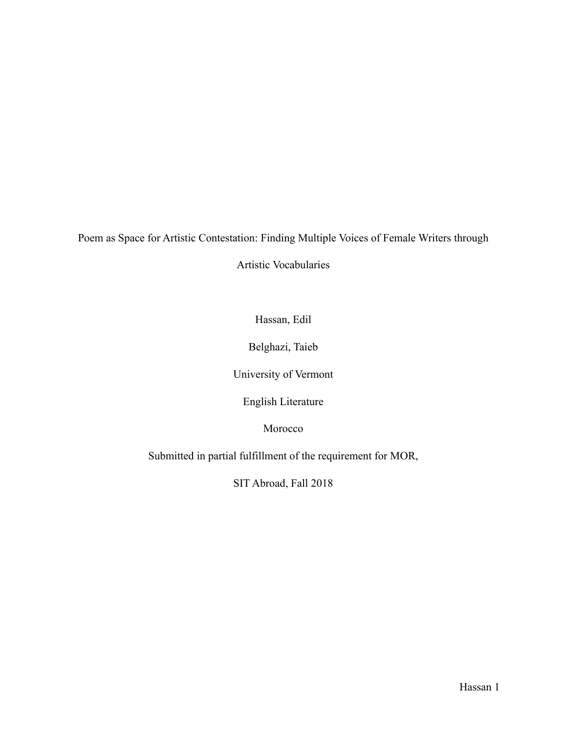Poem as Space for Artistic Contestation: Finding Multiple Voices of Female Writers through Artistic Vocabularies

Hassan, Edil

Belghazi, Taieb

University of Vermont

English Literature

Morocco

Submitted in partial fulfillment of the requirement for MOR,

SIT Abroad, Fall 2018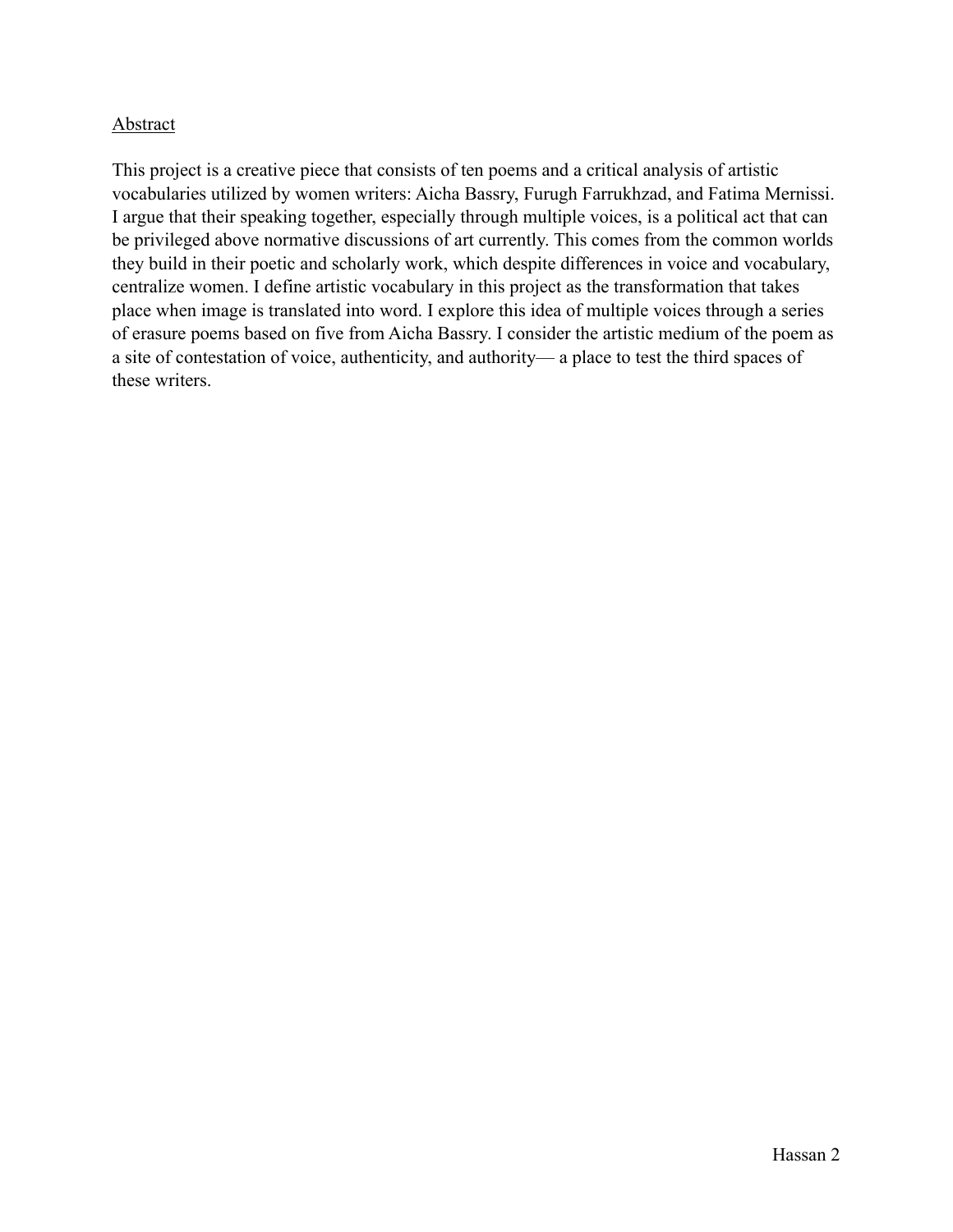## Abstract

This project is a creative piece that consists of ten poems and a critical analysis of artistic vocabularies utilized by women writers: Aicha Bassry, Furugh Farrukhzad, and Fatima Mernissi. I argue that their speaking together, especially through multiple voices, is a political act that can be privileged above normative discussions of art currently. This comes from the common worlds they build in their poetic and scholarly work, which despite differences in voice and vocabulary, centralize women. I define artistic vocabulary in this project as the transformation that takes place when image is translated into word. I explore this idea of multiple voices through a series of erasure poems based on five from Aicha Bassry. I consider the artistic medium of the poem as a site of contestation of voice, authenticity, and authority— a place to test the third spaces of these writers.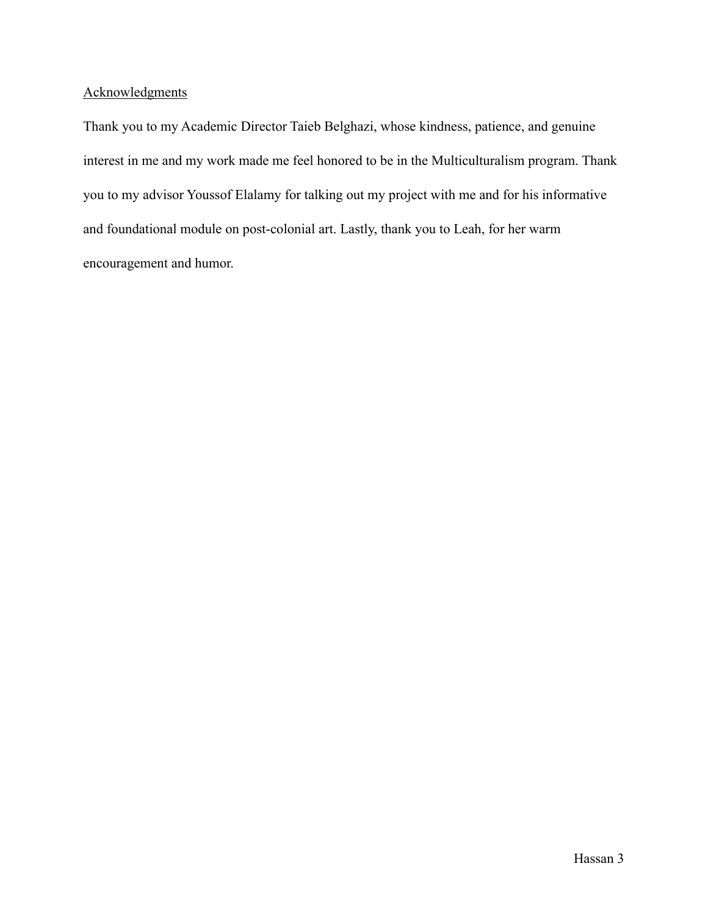## Acknowledgments

Thank you to my Academic Director Taieb Belghazi, whose kindness, patience, and genuine interest in me and my work made me feel honored to be in the Multiculturalism program. Thank you to my advisor Youssof Elalamy for talking out my project with me and for his informative and foundational module on post-colonial art. Lastly, thank you to Leah, for her warm encouragement and humor.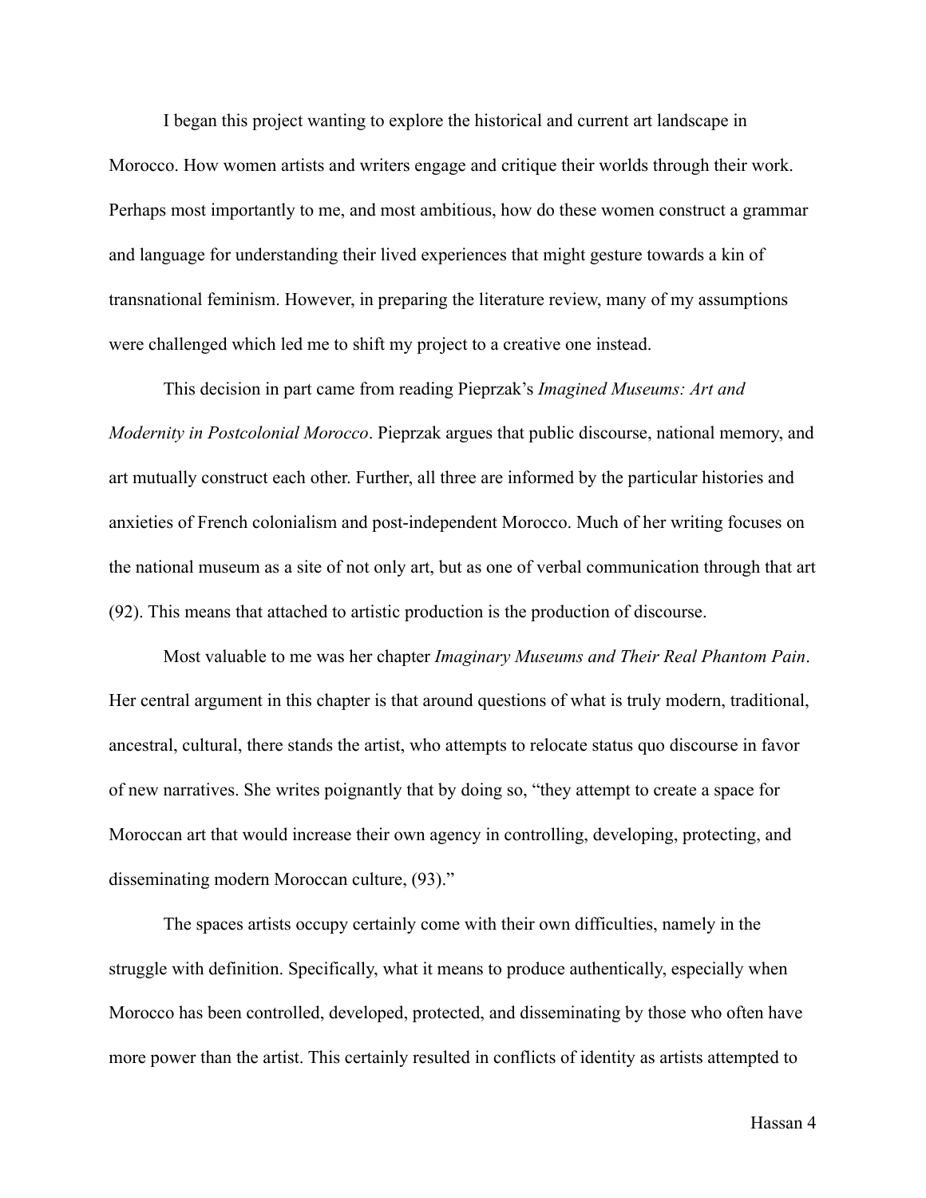I began this project wanting to explore the historical and current art landscape in Morocco. How women artists and writers engage and critique their worlds through their work. Perhaps most importantly to me, and most ambitious, how do these women construct a grammar and language for understanding their lived experiences that might gesture towards a kin of transnational feminism. However, in preparing the literature review, many of my assumptions were challenged which led me to shift my project to a creative one instead.

This decision in part came from reading Pieprzak's *Imagined Museums: Art and Modernity in Postcolonial Morocco*. Pieprzak argues that public discourse, national memory, and art mutually construct each other. Further, all three are informed by the particular histories and anxieties of French colonialism and post-independent Morocco. Much of her writing focuses on the national museum as a site of not only art, but as one of verbal communication through that art (92). This means that attached to artistic production is the production of discourse.

Most valuable to me was her chapter *Imaginary Museums and Their Real Phantom Pain*. Her central argument in this chapter is that around questions of what is truly modern, traditional, ancestral, cultural, there stands the artist, who attempts to relocate status quo discourse in favor of new narratives. She writes poignantly that by doing so, "they attempt to create a space for Moroccan art that would increase their own agency in controlling, developing, protecting, and disseminating modern Moroccan culture, (93)."

The spaces artists occupy certainly come with their own difficulties, namely in the struggle with definition. Specifically, what it means to produce authentically, especially when Morocco has been controlled, developed, protected, and disseminating by those who often have more power than the artist. This certainly resulted in conflicts of identity as artists attempted to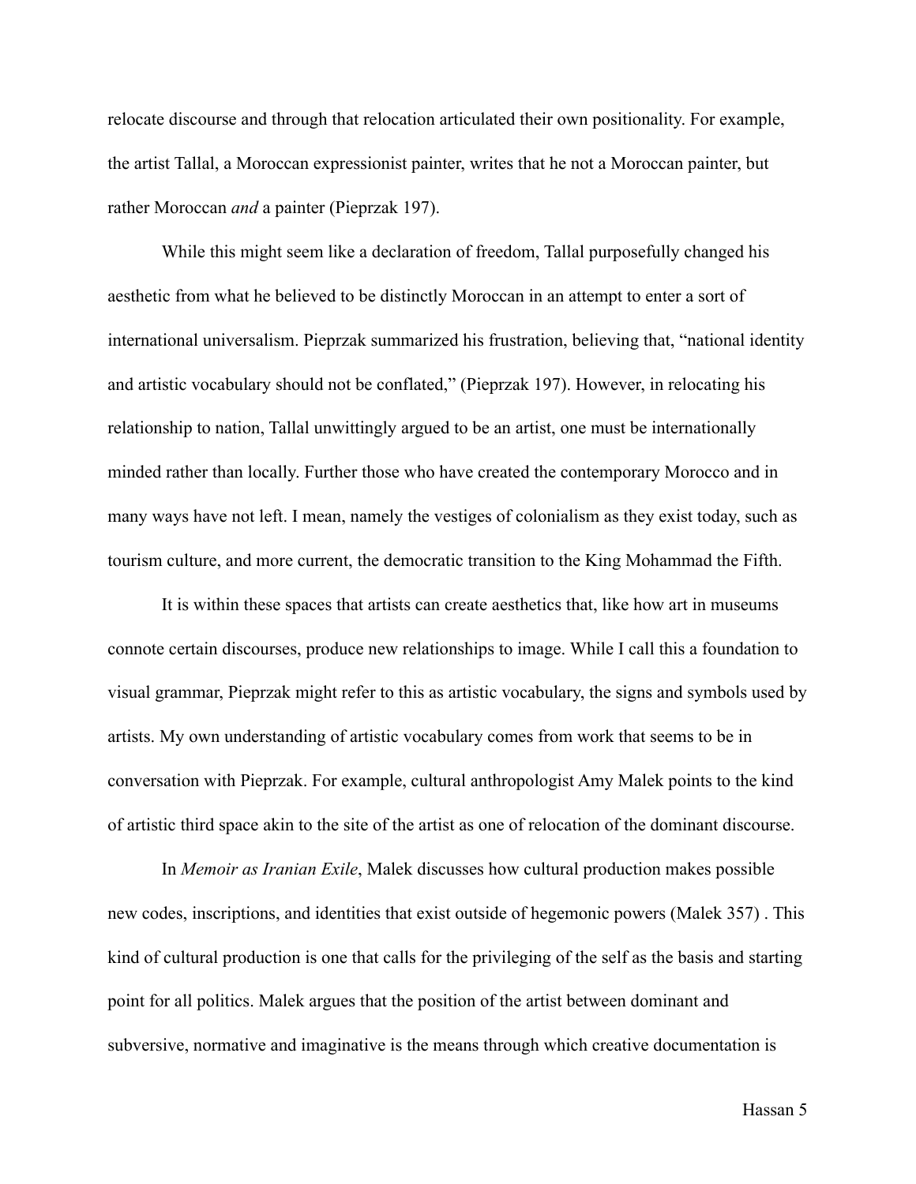relocate discourse and through that relocation articulated their own positionality. For example, the artist Tallal, a Moroccan expressionist painter, writes that he not a Moroccan painter, but rather Moroccan *and* a painter (Pieprzak 197).

While this might seem like a declaration of freedom, Tallal purposefully changed his aesthetic from what he believed to be distinctly Moroccan in an attempt to enter a sort of international universalism. Pieprzak summarized his frustration, believing that, "national identity and artistic vocabulary should not be conflated," (Pieprzak 197). However, in relocating his relationship to nation, Tallal unwittingly argued to be an artist, one must be internationally minded rather than locally. Further those who have created the contemporary Morocco and in many ways have not left. I mean, namely the vestiges of colonialism as they exist today, such as tourism culture, and more current, the democratic transition to the King Mohammad the Fifth.

It is within these spaces that artists can create aesthetics that, like how art in museums connote certain discourses, produce new relationships to image. While I call this a foundation to visual grammar, Pieprzak might refer to this as artistic vocabulary, the signs and symbols used by artists. My own understanding of artistic vocabulary comes from work that seems to be in conversation with Pieprzak. For example, cultural anthropologist Amy Malek points to the kind of artistic third space akin to the site of the artist as one of relocation of the dominant discourse.

In *Memoir as Iranian Exile*, Malek discusses how cultural production makes possible new codes, inscriptions, and identities that exist outside of hegemonic powers (Malek 357) . This kind of cultural production is one that calls for the privileging of the self as the basis and starting point for all politics. Malek argues that the position of the artist between dominant and subversive, normative and imaginative is the means through which creative documentation is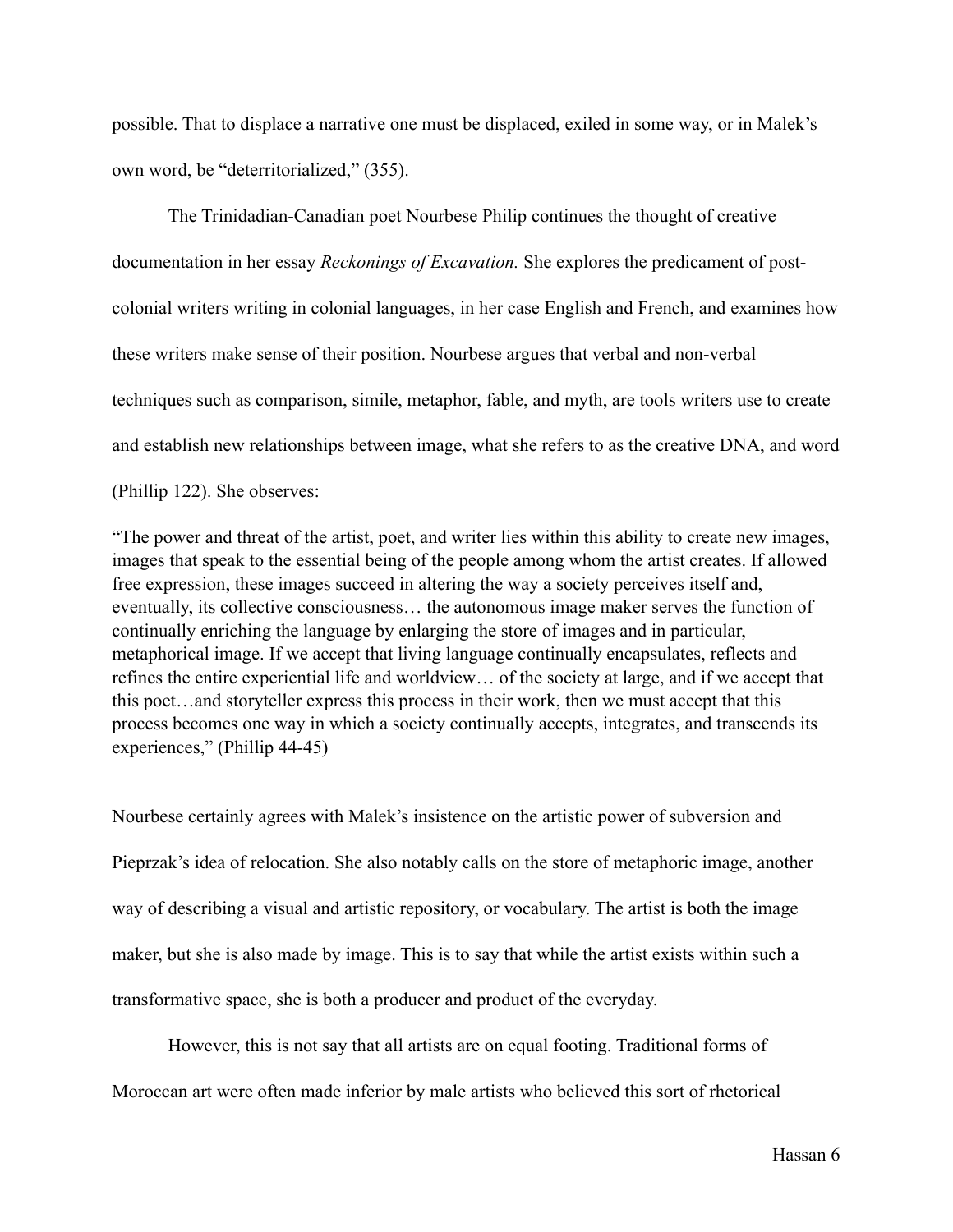possible. That to displace a narrative one must be displaced, exiled in some way, or in Malek's own word, be "deterritorialized," (355).

The Trinidadian-Canadian poet Nourbese Philip continues the thought of creative documentation in her essay *Reckonings of Excavation.* She explores the predicament of post-colonial writers writing in colonial languages, in her case English and French, and examines how these writers make sense of their position. Nourbese argues that verbal and non-verbal techniques such as comparison, simile, metaphor, fable, and myth, are tools writers use to create and establish new relationships between image, what she refers to as the creative DNA, and word (Phillip 122). She observes:

> "The power and threat of the artist, poet, and writer lies within this ability to create new images, images that speak to the essential being of the people among whom the artist creates. If allowed free expression, these images succeed in altering the way a society perceives itself and, eventually, its collective consciousness… the autonomous image maker serves the function of continually enriching the language by enlarging the store of images and in particular, metaphorical image. If we accept that living language continually encapsulates, reflects and refines the entire experiential life and worldview… of the society at large, and if we accept that this poet…and storyteller express this process in their work, then we must accept that this process becomes one way in which a society continually accepts, integrates, and transcends its experiences," (Phillip 44-45)

Nourbese certainly agrees with Malek's insistence on the artistic power of subversion and Pieprzak's idea of relocation. She also notably calls on the store of metaphoric image, another way of describing a visual and artistic repository, or vocabulary. The artist is both the image maker, but she is also made by image. This is to say that while the artist exists within such a transformative space, she is both a producer and product of the everyday.

However, this is not say that all artists are on equal footing. Traditional forms of Moroccan art were often made inferior by male artists who believed this sort of rhetorical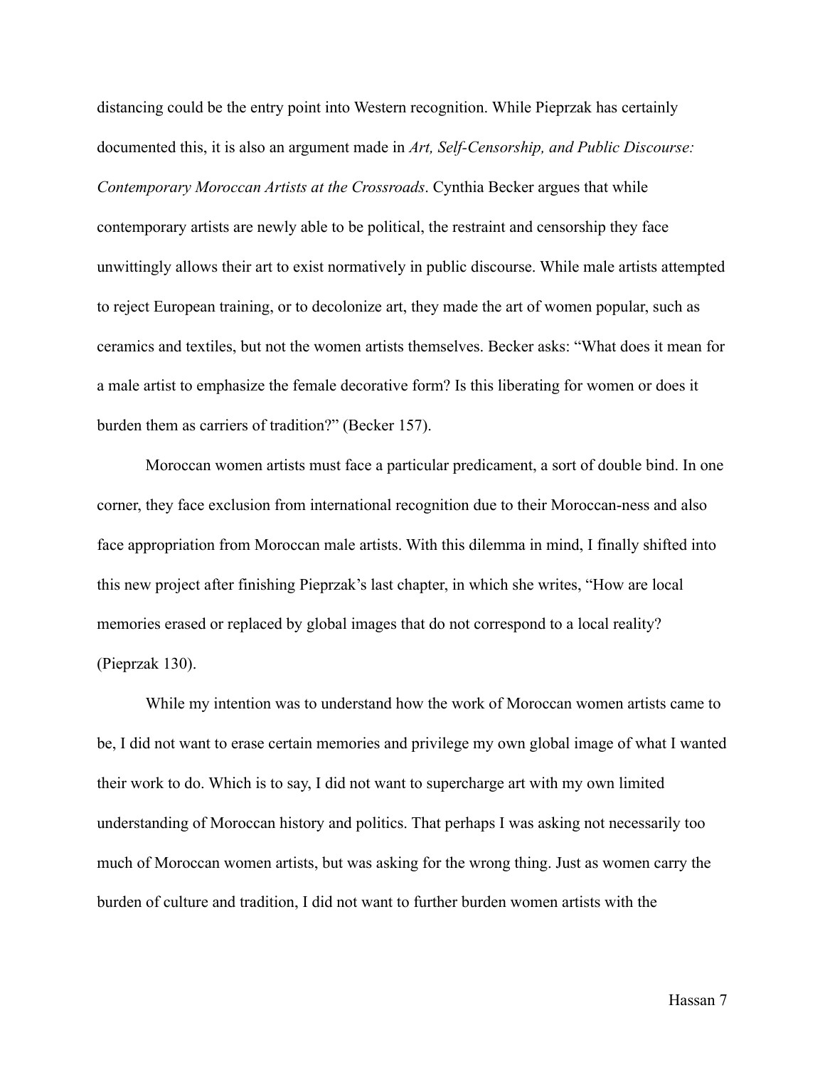distancing could be the entry point into Western recognition. While Pieprzak has certainly documented this, it is also an argument made in *Art, Self-Censorship, and Public Discourse: Contemporary Moroccan Artists at the Crossroads*. Cynthia Becker argues that while contemporary artists are newly able to be political, the restraint and censorship they face unwittingly allows their art to exist normatively in public discourse. While male artists attempted to reject European training, or to decolonize art, they made the art of women popular, such as ceramics and textiles, but not the women artists themselves. Becker asks: "What does it mean for a male artist to emphasize the female decorative form? Is this liberating for women or does it burden them as carriers of tradition?" (Becker 157).

Moroccan women artists must face a particular predicament, a sort of double bind. In one corner, they face exclusion from international recognition due to their Moroccan-ness and also face appropriation from Moroccan male artists. With this dilemma in mind, I finally shifted into this new project after finishing Pieprzak's last chapter, in which she writes, "How are local memories erased or replaced by global images that do not correspond to a local reality? (Pieprzak 130).

While my intention was to understand how the work of Moroccan women artists came to be, I did not want to erase certain memories and privilege my own global image of what I wanted their work to do. Which is to say, I did not want to supercharge art with my own limited understanding of Moroccan history and politics. That perhaps I was asking not necessarily too much of Moroccan women artists, but was asking for the wrong thing. Just as women carry the burden of culture and tradition, I did not want to further burden women artists with the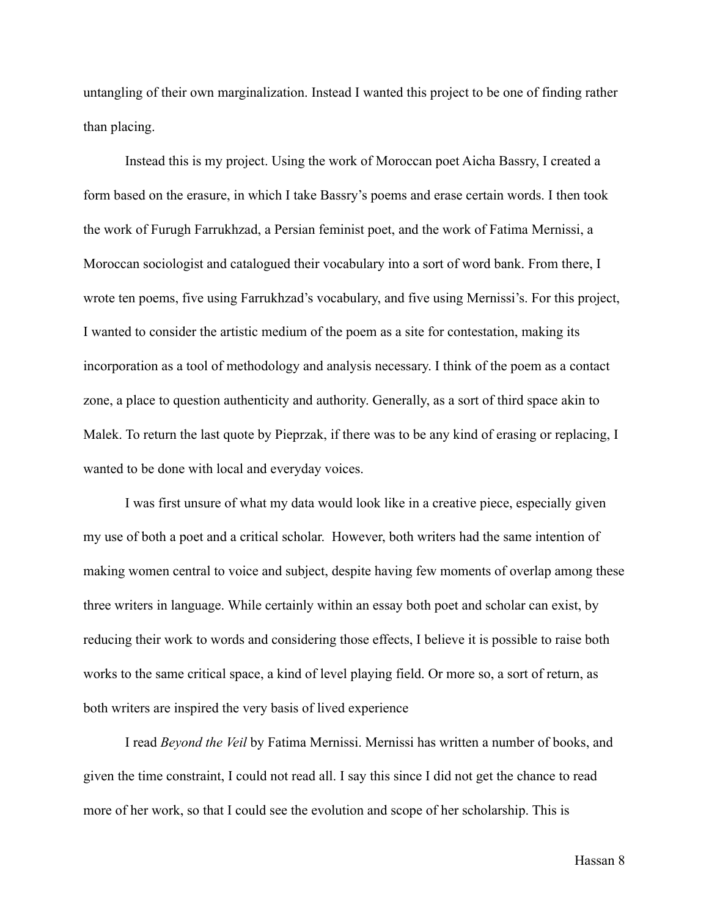untangling of their own marginalization. Instead I wanted this project to be one of finding rather than placing.

Instead this is my project. Using the work of Moroccan poet Aicha Bassry, I created a form based on the erasure, in which I take Bassry's poems and erase certain words. I then took the work of Furugh Farrukhzad, a Persian feminist poet, and the work of Fatima Mernissi, a Moroccan sociologist and catalogued their vocabulary into a sort of word bank. From there, I wrote ten poems, five using Farrukhzad's vocabulary, and five using Mernissi's. For this project, I wanted to consider the artistic medium of the poem as a site for contestation, making its incorporation as a tool of methodology and analysis necessary. I think of the poem as a contact zone, a place to question authenticity and authority. Generally, as a sort of third space akin to Malek. To return the last quote by Pieprzak, if there was to be any kind of erasing or replacing, I wanted to be done with local and everyday voices.

I was first unsure of what my data would look like in a creative piece, especially given my use of both a poet and a critical scholar. However, both writers had the same intention of making women central to voice and subject, despite having few moments of overlap among these three writers in language. While certainly within an essay both poet and scholar can exist, by reducing their work to words and considering those effects, I believe it is possible to raise both works to the same critical space, a kind of level playing field. Or more so, a sort of return, as both writers are inspired the very basis of lived experience

I read *Beyond the Veil* by Fatima Mernissi. Mernissi has written a number of books, and given the time constraint, I could not read all. I say this since I did not get the chance to read more of her work, so that I could see the evolution and scope of her scholarship. This is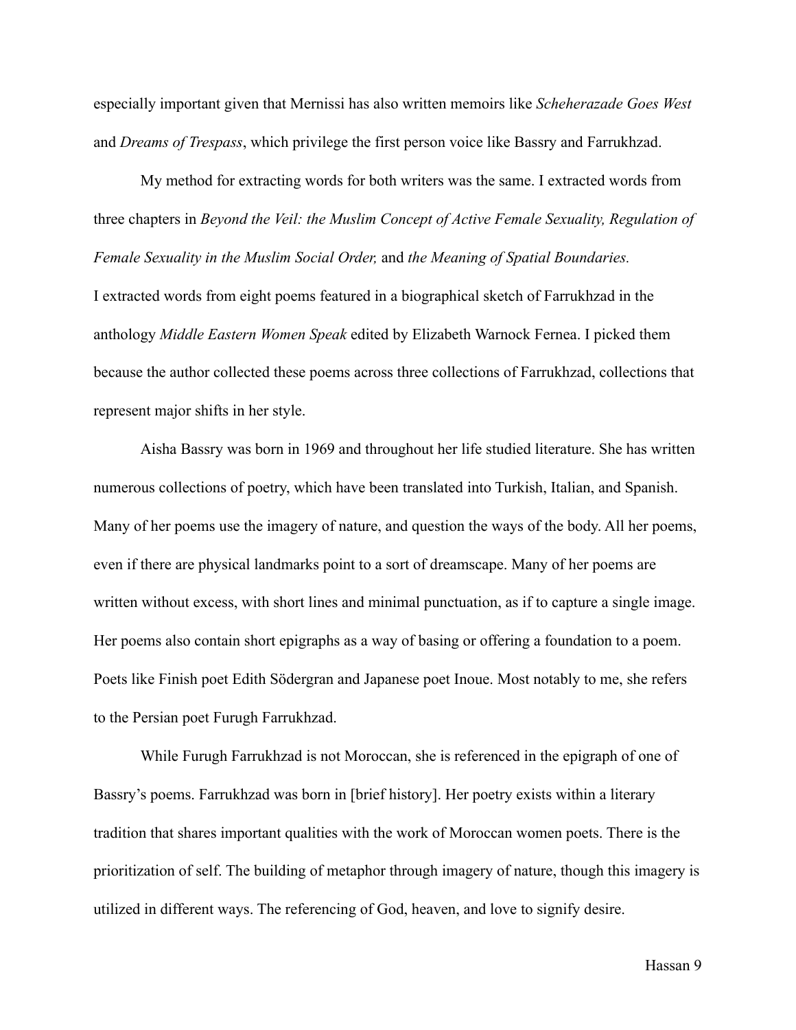especially important given that Mernissi has also written memoirs like *Scheherazade Goes West* and *Dreams of Trespass*, which privilege the first person voice like Bassry and Farrukhzad.

My method for extracting words for both writers was the same. I extracted words from three chapters in *Beyond the Veil: the Muslim Concept of Active Female Sexuality, Regulation of Female Sexuality in the Muslim Social Order,* and *the Meaning of Spatial Boundaries.* I extracted words from eight poems featured in a biographical sketch of Farrukhzad in the anthology *Middle Eastern Women Speak* edited by Elizabeth Warnock Fernea. I picked them because the author collected these poems across three collections of Farrukhzad, collections that represent major shifts in her style.

Aisha Bassry was born in 1969 and throughout her life studied literature. She has written numerous collections of poetry, which have been translated into Turkish, Italian, and Spanish. Many of her poems use the imagery of nature, and question the ways of the body. All her poems, even if there are physical landmarks point to a sort of dreamscape. Many of her poems are written without excess, with short lines and minimal punctuation, as if to capture a single image. Her poems also contain short epigraphs as a way of basing or offering a foundation to a poem. Poets like Finish poet Edith Södergran and Japanese poet Inoue. Most notably to me, she refers to the Persian poet Furugh Farrukhzad.

While Furugh Farrukhzad is not Moroccan, she is referenced in the epigraph of one of Bassry's poems. Farrukhzad was born in [brief history]. Her poetry exists within a literary tradition that shares important qualities with the work of Moroccan women poets. There is the prioritization of self. The building of metaphor through imagery of nature, though this imagery is utilized in different ways. The referencing of God, heaven, and love to signify desire.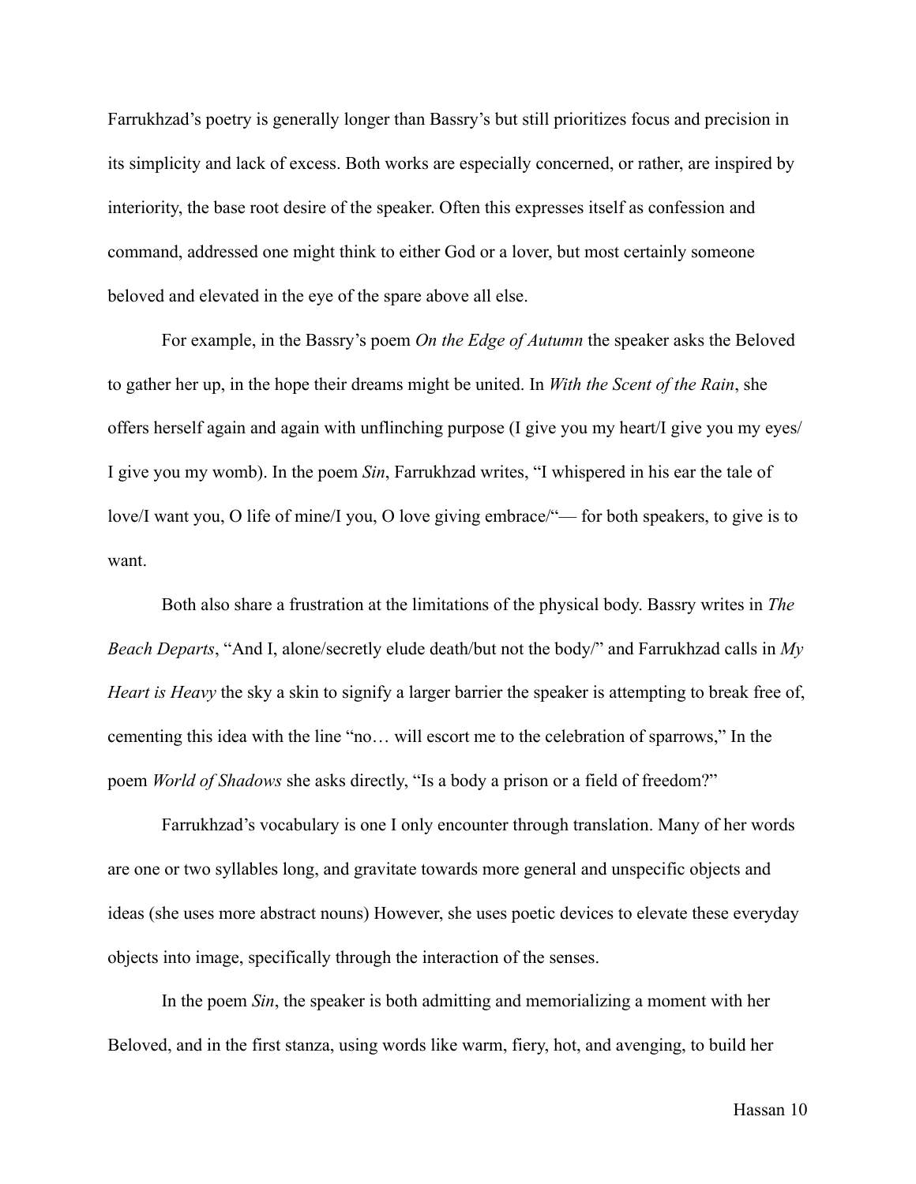Farrukhzad's poetry is generally longer than Bassry's but still prioritizes focus and precision in its simplicity and lack of excess. Both works are especially concerned, or rather, are inspired by interiority, the base root desire of the speaker. Often this expresses itself as confession and command, addressed one might think to either God or a lover, but most certainly someone beloved and elevated in the eye of the spare above all else.

For example, in the Bassry's poem *On the Edge of Autumn* the speaker asks the Beloved to gather her up, in the hope their dreams might be united. In *With the Scent of the Rain*, she offers herself again and again with unflinching purpose (I give you my heart/I give you my eyes/ I give you my womb). In the poem *Sin*, Farrukhzad writes, "I whispered in his ear the tale of love/I want you, O life of mine/I you, O love giving embrace/"— for both speakers, to give is to want.

Both also share a frustration at the limitations of the physical body. Bassry writes in *The Beach Departs*, "And I, alone/secretly elude death/but not the body/" and Farrukhzad calls in *My Heart is Heavy* the sky a skin to signify a larger barrier the speaker is attempting to break free of, cementing this idea with the line "no… will escort me to the celebration of sparrows," In the poem *World of Shadows* she asks directly, "Is a body a prison or a field of freedom?"

Farrukhzad's vocabulary is one I only encounter through translation. Many of her words are one or two syllables long, and gravitate towards more general and unspecific objects and ideas (she uses more abstract nouns) However, she uses poetic devices to elevate these everyday objects into image, specifically through the interaction of the senses.

In the poem *Sin*, the speaker is both admitting and memorializing a moment with her Beloved, and in the first stanza, using words like warm, fiery, hot, and avenging, to build her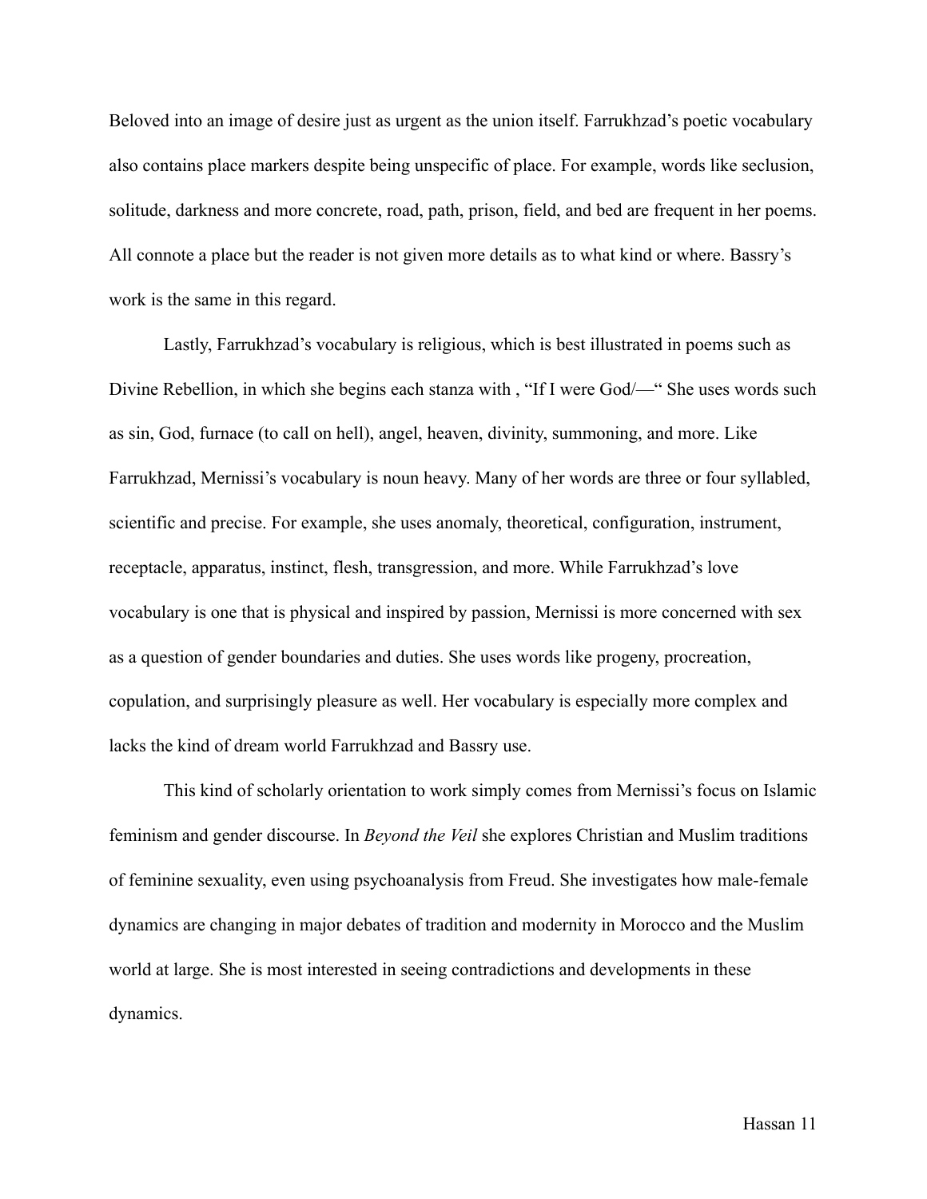Beloved into an image of desire just as urgent as the union itself. Farrukhzad's poetic vocabulary also contains place markers despite being unspecific of place. For example, words like seclusion, solitude, darkness and more concrete, road, path, prison, field, and bed are frequent in her poems. All connote a place but the reader is not given more details as to what kind or where. Bassry's work is the same in this regard.

Lastly, Farrukhzad's vocabulary is religious, which is best illustrated in poems such as Divine Rebellion, in which she begins each stanza with , "If I were God/—" She uses words such as sin, God, furnace (to call on hell), angel, heaven, divinity, summoning, and more. Like Farrukhzad, Mernissi's vocabulary is noun heavy. Many of her words are three or four syllabled, scientific and precise. For example, she uses anomaly, theoretical, configuration, instrument, receptacle, apparatus, instinct, flesh, transgression, and more. While Farrukhzad's love vocabulary is one that is physical and inspired by passion, Mernissi is more concerned with sex as a question of gender boundaries and duties. She uses words like progeny, procreation, copulation, and surprisingly pleasure as well. Her vocabulary is especially more complex and lacks the kind of dream world Farrukhzad and Bassry use.

This kind of scholarly orientation to work simply comes from Mernissi's focus on Islamic feminism and gender discourse. In *Beyond the Veil* she explores Christian and Muslim traditions of feminine sexuality, even using psychoanalysis from Freud. She investigates how male-female dynamics are changing in major debates of tradition and modernity in Morocco and the Muslim world at large. She is most interested in seeing contradictions and developments in these dynamics.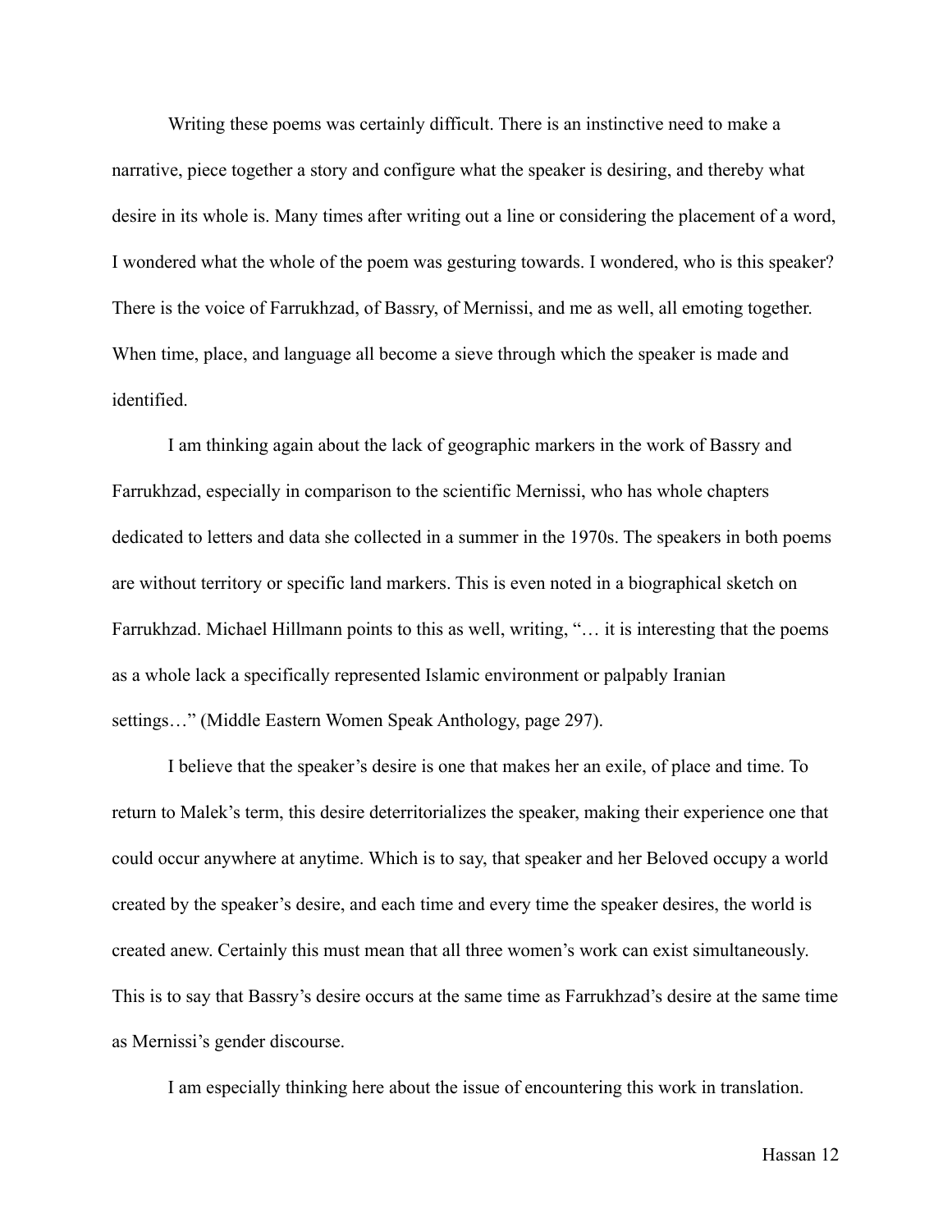Writing these poems was certainly difficult. There is an instinctive need to make a narrative, piece together a story and configure what the speaker is desiring, and thereby what desire in its whole is. Many times after writing out a line or considering the placement of a word, I wondered what the whole of the poem was gesturing towards. I wondered, who is this speaker? There is the voice of Farrukhzad, of Bassry, of Mernissi, and me as well, all emoting together. When time, place, and language all become a sieve through which the speaker is made and identified.

I am thinking again about the lack of geographic markers in the work of Bassry and Farrukhzad, especially in comparison to the scientific Mernissi, who has whole chapters dedicated to letters and data she collected in a summer in the 1970s. The speakers in both poems are without territory or specific land markers. This is even noted in a biographical sketch on Farrukhzad. Michael Hillmann points to this as well, writing, "… it is interesting that the poems as a whole lack a specifically represented Islamic environment or palpably Iranian settings…" (Middle Eastern Women Speak Anthology, page 297).

I believe that the speaker's desire is one that makes her an exile, of place and time. To return to Malek's term, this desire deterritorializes the speaker, making their experience one that could occur anywhere at anytime. Which is to say, that speaker and her Beloved occupy a world created by the speaker's desire, and each time and every time the speaker desires, the world is created anew. Certainly this must mean that all three women's work can exist simultaneously. This is to say that Bassry's desire occurs at the same time as Farrukhzad's desire at the same time as Mernissi's gender discourse.

I am especially thinking here about the issue of encountering this work in translation.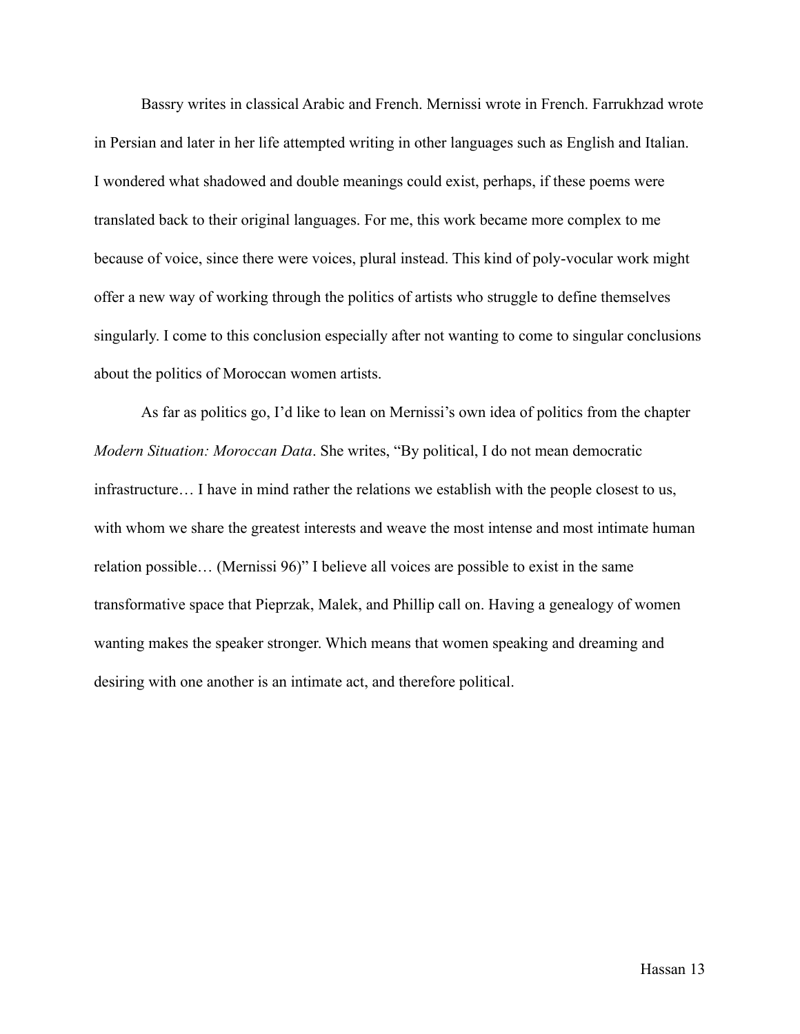Bassry writes in classical Arabic and French. Mernissi wrote in French. Farrukhzad wrote in Persian and later in her life attempted writing in other languages such as English and Italian. I wondered what shadowed and double meanings could exist, perhaps, if these poems were translated back to their original languages. For me, this work became more complex to me because of voice, since there were voices, plural instead. This kind of poly-vocular work might offer a new way of working through the politics of artists who struggle to define themselves singularly. I come to this conclusion especially after not wanting to come to singular conclusions about the politics of Moroccan women artists.

As far as politics go, I'd like to lean on Mernissi's own idea of politics from the chapter *Modern Situation: Moroccan Data*. She writes, "By political, I do not mean democratic infrastructure… I have in mind rather the relations we establish with the people closest to us, with whom we share the greatest interests and weave the most intense and most intimate human relation possible… (Mernissi 96)" I believe all voices are possible to exist in the same transformative space that Pieprzak, Malek, and Phillip call on. Having a genealogy of women wanting makes the speaker stronger. Which means that women speaking and dreaming and desiring with one another is an intimate act, and therefore political.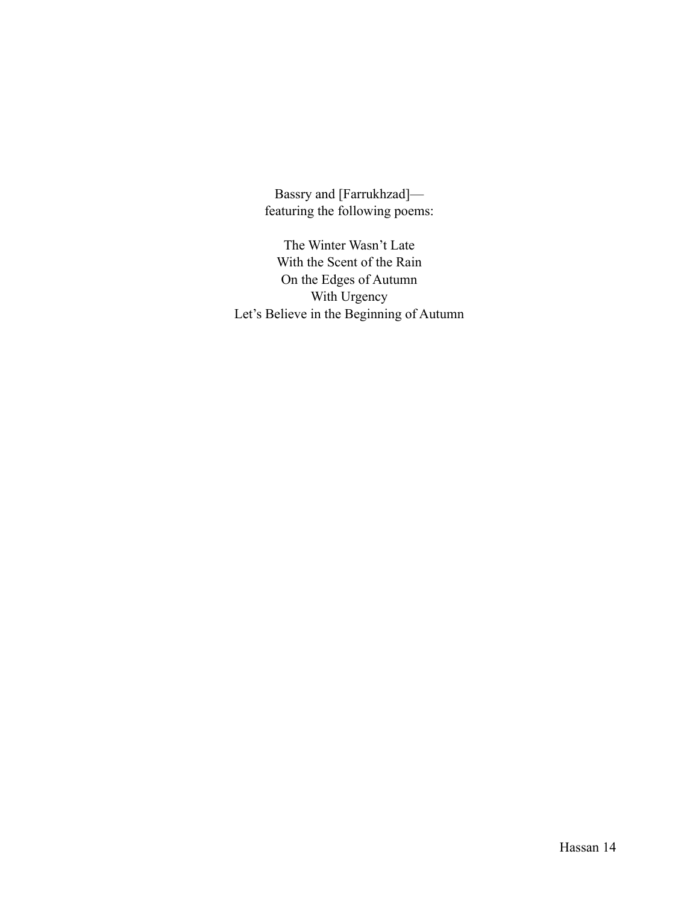Bassry and [Farrukhzad]—
featuring the following poems:

The Winter Wasn't Late
With the Scent of the Rain
On the Edges of Autumn
With Urgency
Let's Believe in the Beginning of Autumn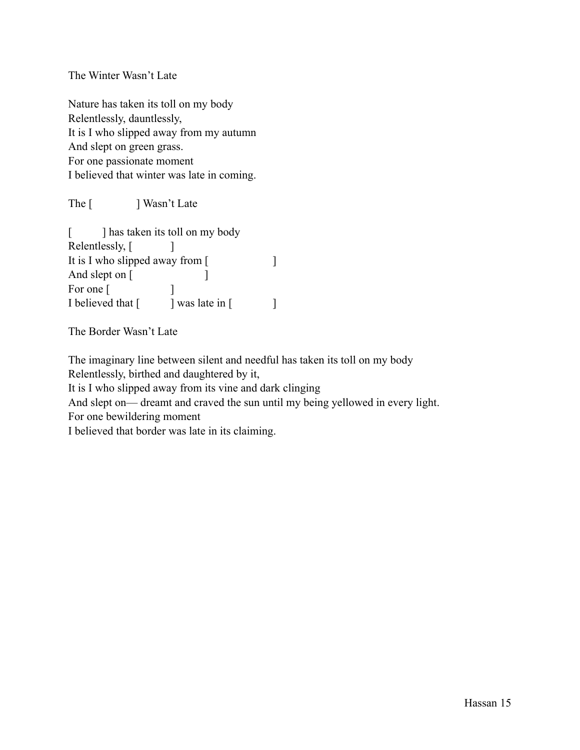## The Winter Wasn't Late

Nature has taken its toll on my body  
Relentlessly, dauntlessly,  
It is I who slipped away from my autumn  
And slept on green grass.  
For one passionate moment  
I believed that winter was late in coming.

## The [ ] Wasn't Late

[ ] has taken its toll on my body  
Relentlessly, [ ]  
It is I who slipped away from [ ]  
And slept on [ ]  
For one [ ]  
I believed that [ ] was late in [ ]

## The Border Wasn't Late

The imaginary line between silent and needful has taken its toll on my body  
Relentlessly, birthed and daughtered by it,  
It is I who slipped away from its vine and dark clinging  
And slept on— dreamt and craved the sun until my being yellowed in every light.  
For one bewildering moment  
I believed that border was late in its claiming.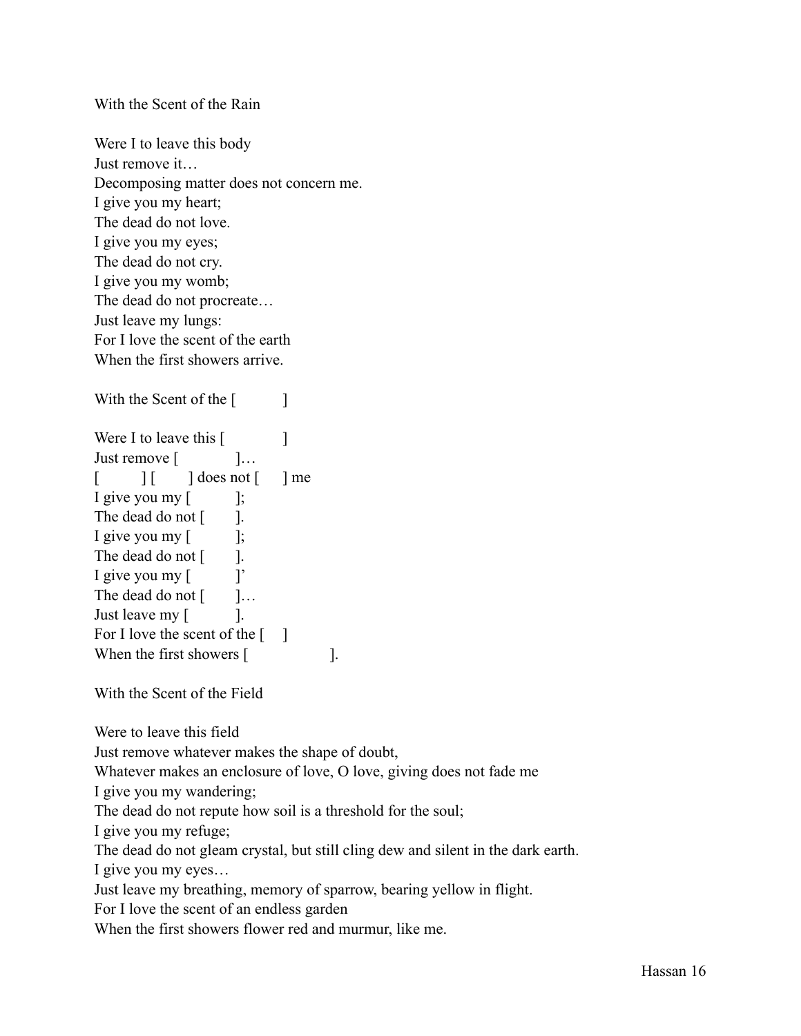With the Scent of the Rain

Were I to leave this body  
Just remove it…  
Decomposing matter does not concern me.  
I give you my heart;  
The dead do not love.  
I give you my eyes;  
The dead do not cry.  
I give you my womb;  
The dead do not procreate…  
Just leave my lungs:  
For I love the scent of the earth  
When the first showers arrive.

With the Scent of the [ ]

Were I to leave this [ ]  
Just remove [ ]…  
[ ] [ ] does not [ ] me  
I give you my [ ];  
The dead do not [ ].  
I give you my [ ];  
The dead do not [ ].  
I give you my [ ]'  
The dead do not [ ]…  
Just leave my [ ].  
For I love the scent of the [ ]  
When the first showers [ ].

With the Scent of the Field

Were to leave this field  
Just remove whatever makes the shape of doubt,  
Whatever makes an enclosure of love, O love, giving does not fade me  
I give you my wandering;  
The dead do not repute how soil is a threshold for the soul;  
I give you my refuge;  
The dead do not gleam crystal, but still cling dew and silent in the dark earth.  
I give you my eyes…  
Just leave my breathing, memory of sparrow, bearing yellow in flight.  
For I love the scent of an endless garden  
When the first showers flower red and murmur, like me.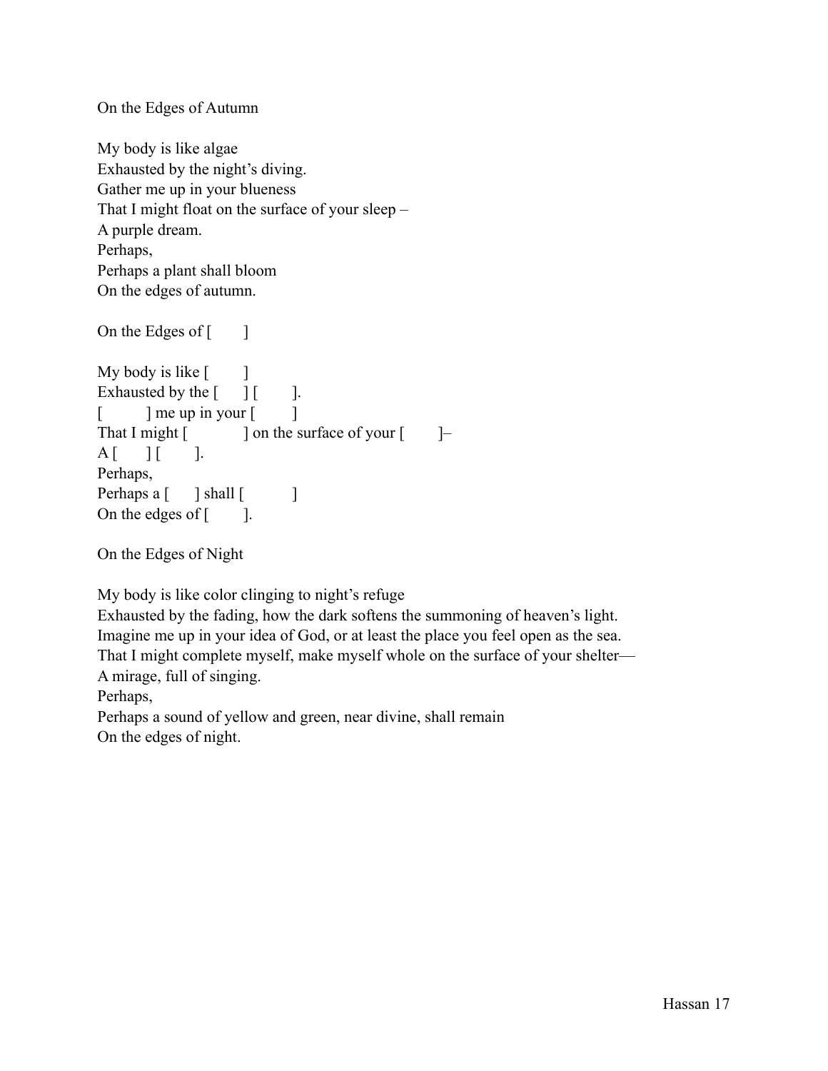On the Edges of Autumn

My body is like algae  
Exhausted by the night's diving.  
Gather me up in your blueness  
That I might float on the surface of your sleep –  
A purple dream.  
Perhaps,  
Perhaps a plant shall bloom  
On the edges of autumn.

On the Edges of [ ]

My body is like [ ]  
Exhausted by the [ ] [ ].  
[ ] me up in your [ ]  
That I might [ ] on the surface of your [ ]–  
A [ ] [ ].  
Perhaps,  
Perhaps a [ ] shall [ ]  
On the edges of [ ].

On the Edges of Night

My body is like color clinging to night's refuge  
Exhausted by the fading, how the dark softens the summoning of heaven's light.  
Imagine me up in your idea of God, or at least the place you feel open as the sea.  
That I might complete myself, make myself whole on the surface of your shelter—  
A mirage, full of singing.  
Perhaps,  
Perhaps a sound of yellow and green, near divine, shall remain  
On the edges of night.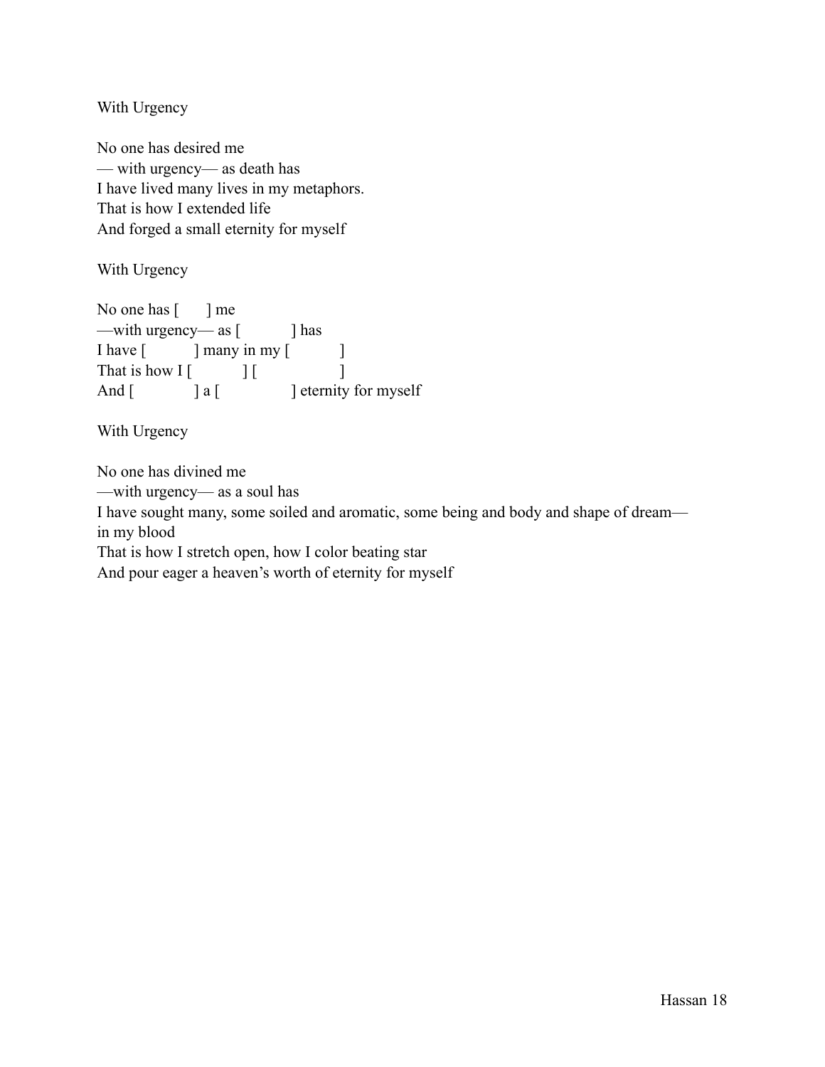With Urgency

No one has desired me  
— with urgency— as death has  
I have lived many lives in my metaphors.  
That is how I extended life  
And forged a small eternity for myself

With Urgency

No one has [       ] me  
—with urgency— as [            ] has  
I have [           ] many in my [            ]  
That is how I [            ] [                    ]  
And [              ] a [                ] eternity for myself

With Urgency

No one has divined me  
—with urgency— as a soul has  
I have sought many, some soiled and aromatic, some being and body and shape of dream—  
in my blood  
That is how I stretch open, how I color beating star  
And pour eager a heaven's worth of eternity for myself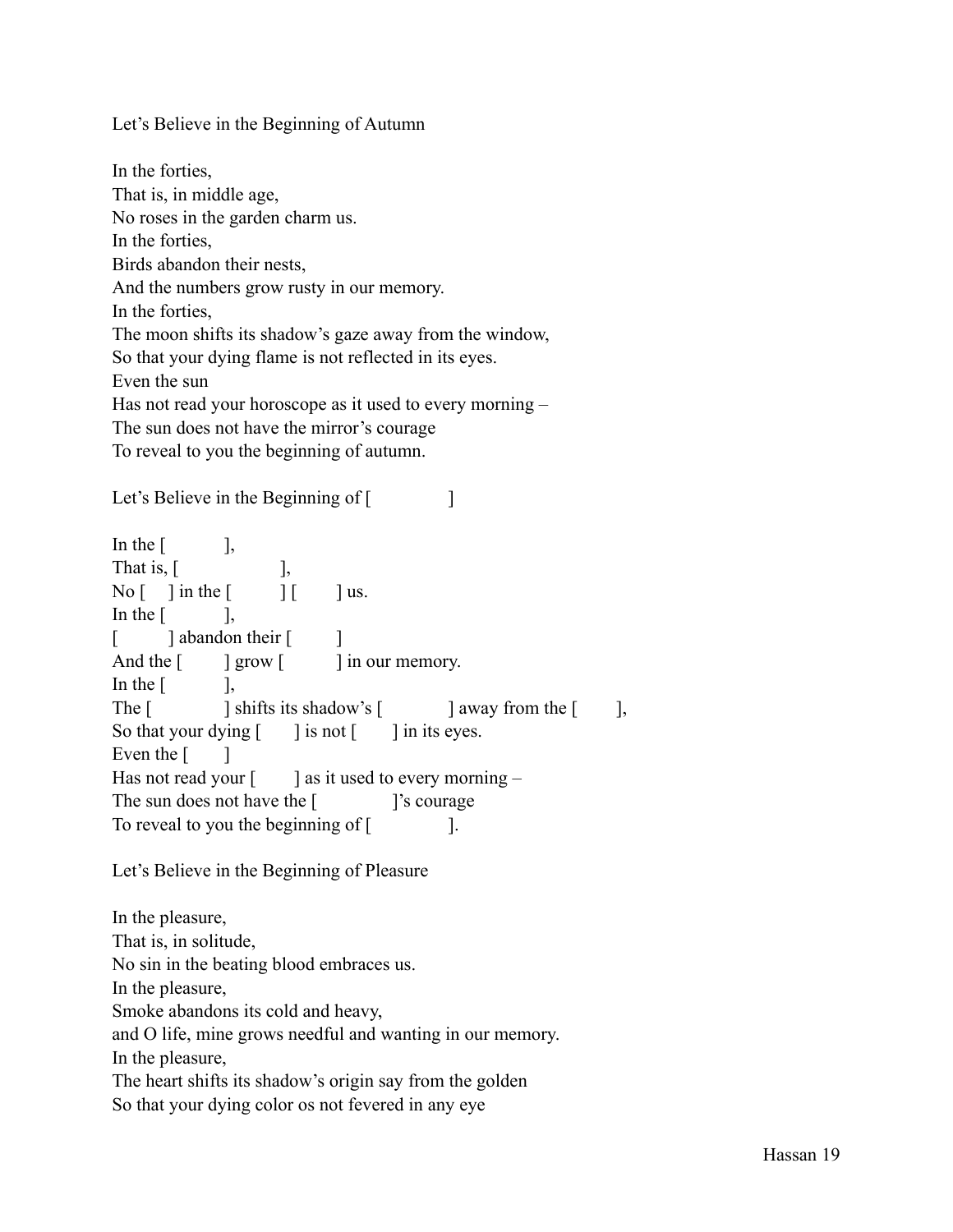Let's Believe in the Beginning of Autumn

In the forties,
That is, in middle age,
No roses in the garden charm us.
In the forties,
Birds abandon their nests,
And the numbers grow rusty in our memory.
In the forties,
The moon shifts its shadow's gaze away from the window,
So that your dying flame is not reflected in its eyes.
Even the sun
Has not read your horoscope as it used to every morning –
The sun does not have the mirror's courage
To reveal to you the beginning of autumn.

Let's Believe in the Beginning of [ ]

In the [ ],
That is, [ ],
No [ ] in the [ ] [ ] us.
In the [ ],
[ ] abandon their [ ]
And the [ ] grow [ ] in our memory.
In the [ ],
The [ ] shifts its shadow's [ ] away from the [ ],
So that your dying [ ] is not [ ] in its eyes.
Even the [ ]
Has not read your [ ] as it used to every morning –
The sun does not have the [ ]'s courage
To reveal to you the beginning of [ ].

Let's Believe in the Beginning of Pleasure

In the pleasure,
That is, in solitude,
No sin in the beating blood embraces us.
In the pleasure,
Smoke abandons its cold and heavy,
and O life, mine grows needful and wanting in our memory.
In the pleasure,
The heart shifts its shadow's origin say from the golden
So that your dying color os not fevered in any eye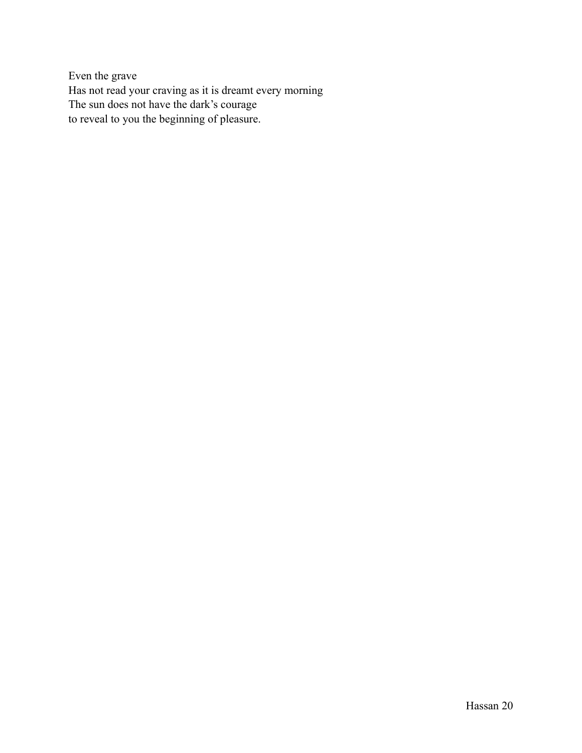Even the grave  
Has not read your craving as it is dreamt every morning  
The sun does not have the dark's courage  
to reveal to you the beginning of pleasure.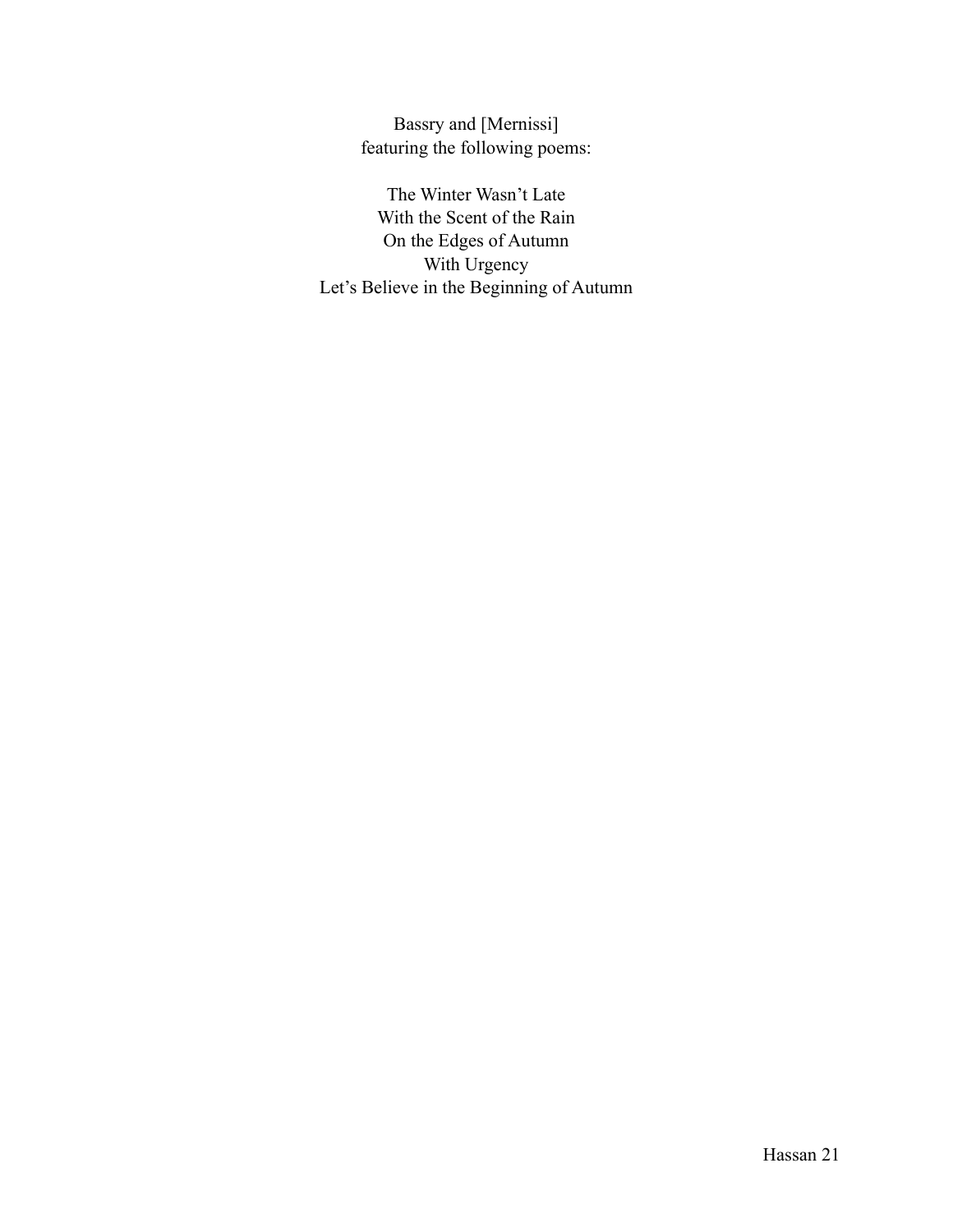Bassry and [Mernissi]
featuring the following poems:

The Winter Wasn't Late
With the Scent of the Rain
On the Edges of Autumn
With Urgency
Let's Believe in the Beginning of Autumn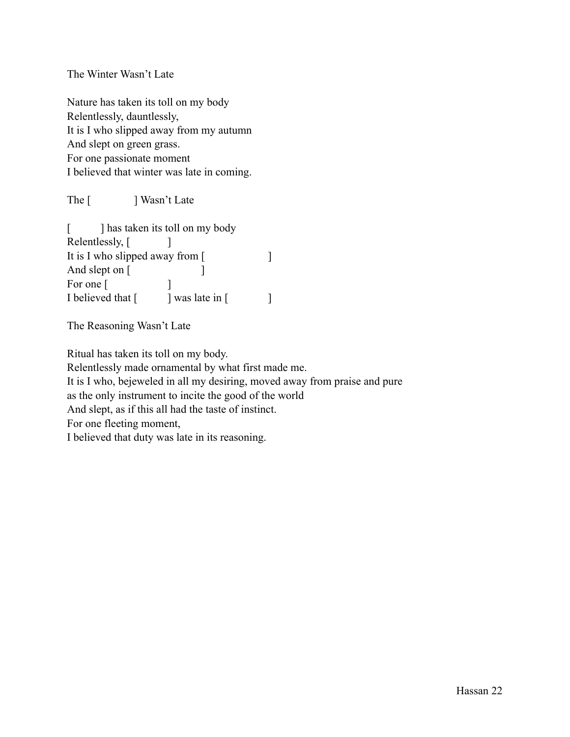The Winter Wasn't Late

Nature has taken its toll on my body
Relentlessly, dauntlessly,
It is I who slipped away from my autumn
And slept on green grass.
For one passionate moment
I believed that winter was late in coming.

The [ ] Wasn't Late

[ ] has taken its toll on my body
Relentlessly, [ ]
It is I who slipped away from [ ]
And slept on [ ]
For one [ ]
I believed that [ ] was late in [ ]

The Reasoning Wasn't Late

Ritual has taken its toll on my body.
Relentlessly made ornamental by what first made me.
It is I who, bejeweled in all my desiring, moved away from praise and pure
as the only instrument to incite the good of the world
And slept, as if this all had the taste of instinct.
For one fleeting moment,
I believed that duty was late in its reasoning.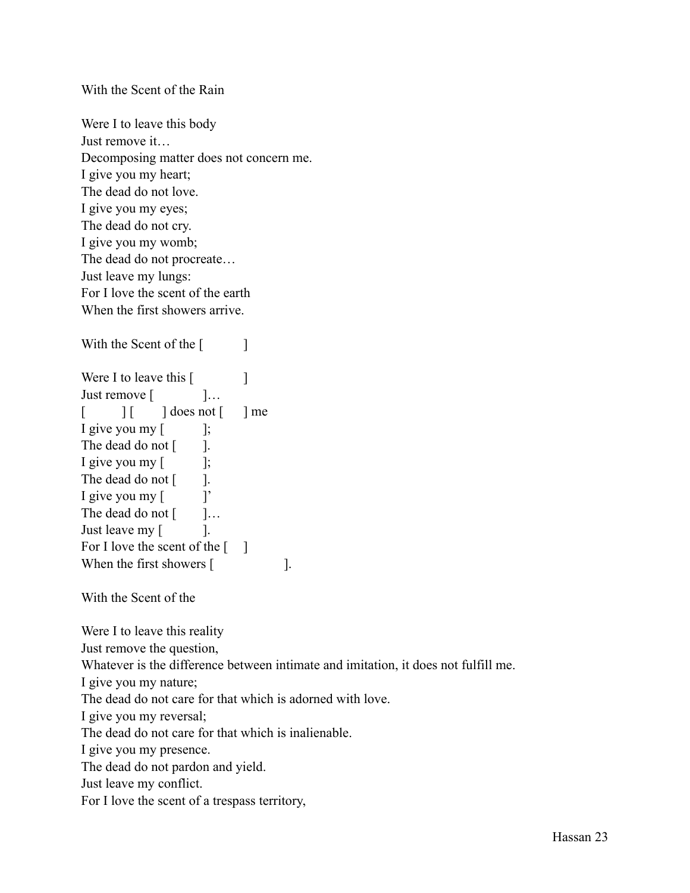With the Scent of the Rain

Were I to leave this body  
Just remove it…  
Decomposing matter does not concern me.  
I give you my heart;  
The dead do not love.  
I give you my eyes;  
The dead do not cry.  
I give you my womb;  
The dead do not procreate…  
Just leave my lungs:  
For I love the scent of the earth  
When the first showers arrive.

With the Scent of the [ ]

Were I to leave this [ ]  
Just remove [ ]…  
[ ] [ ] does not [ ] me  
I give you my [ ];  
The dead do not [ ].  
I give you my [ ];  
The dead do not [ ].  
I give you my [ ]’  
The dead do not [ ]…  
Just leave my [ ].  
For I love the scent of the [ ]  
When the first showers [ ].

With the Scent of the

Were I to leave this reality  
Just remove the question,  
Whatever is the difference between intimate and imitation, it does not fulfill me.  
I give you my nature;  
The dead do not care for that which is adorned with love.  
I give you my reversal;  
The dead do not care for that which is inalienable.  
I give you my presence.  
The dead do not pardon and yield.  
Just leave my conflict.  
For I love the scent of a trespass territory,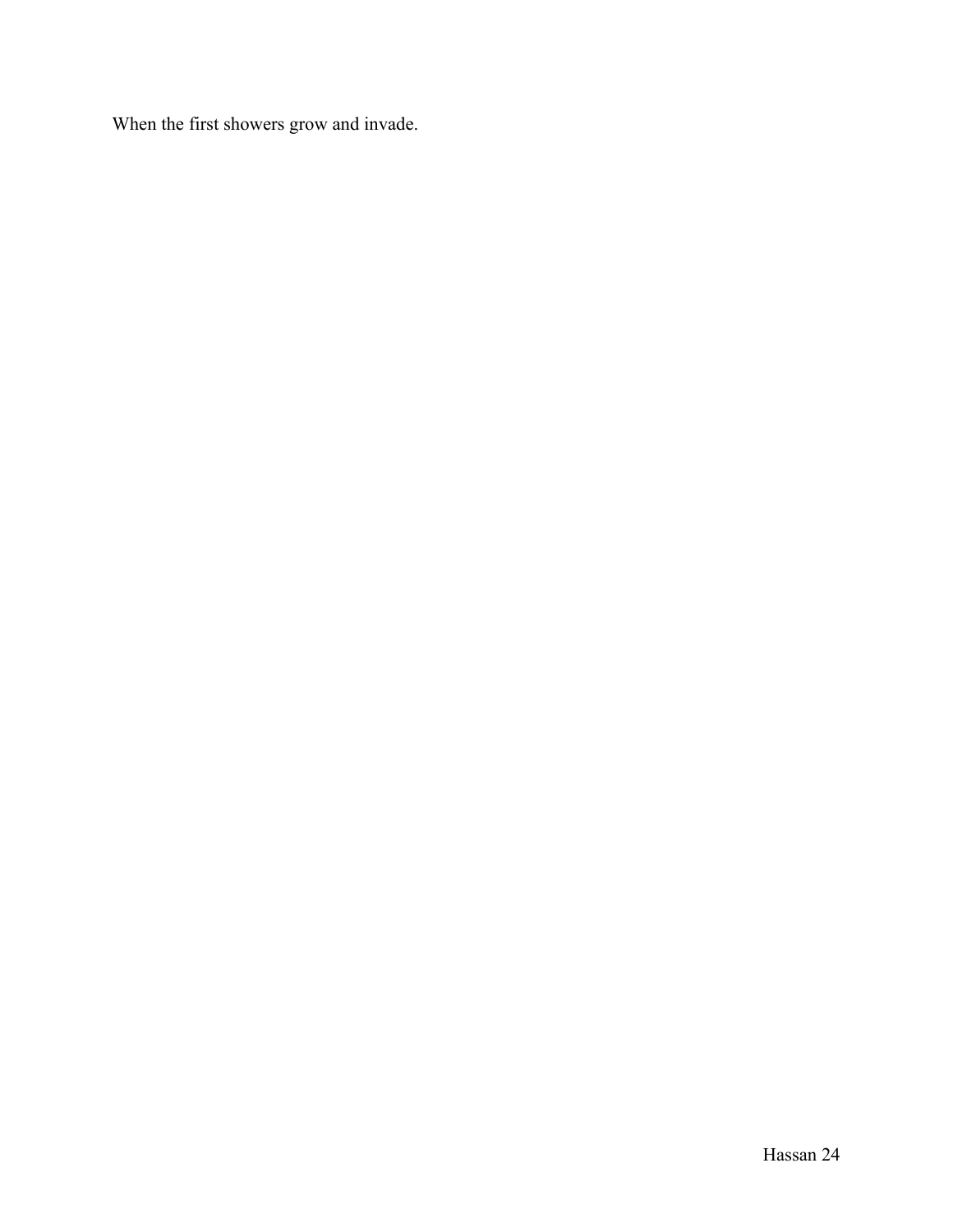When the first showers grow and invade.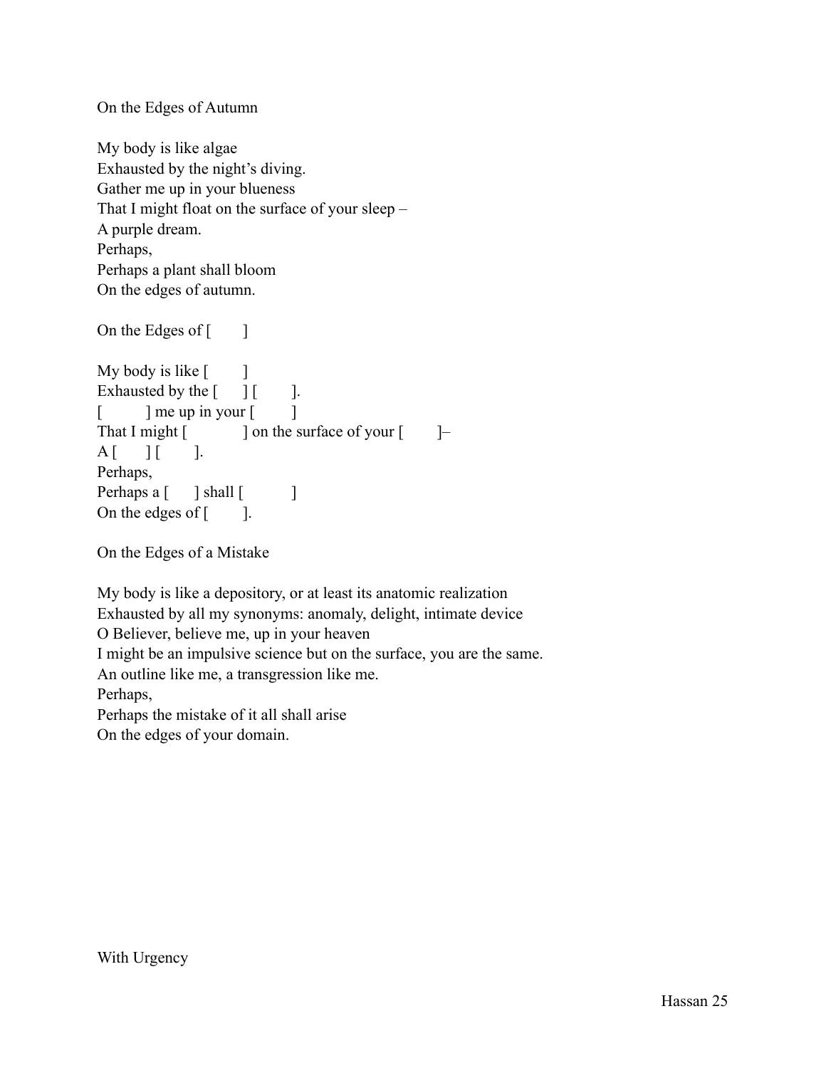On the Edges of Autumn

My body is like algae  
Exhausted by the night's diving.  
Gather me up in your blueness  
That I might float on the surface of your sleep –  
A purple dream.  
Perhaps,  
Perhaps a plant shall bloom  
On the edges of autumn.

On the Edges of [ ]

My body is like [ ]  
Exhausted by the [ ] [ ].  
[ ] me up in your [ ]  
That I might [ ] on the surface of your [ ]–  
A [ ] [ ].  
Perhaps,  
Perhaps a [ ] shall [ ]  
On the edges of [ ].

On the Edges of a Mistake

My body is like a depository, or at least its anatomic realization  
Exhausted by all my synonyms: anomaly, delight, intimate device  
O Believer, believe me, up in your heaven  
I might be an impulsive science but on the surface, you are the same.  
An outline like me, a transgression like me.  
Perhaps,  
Perhaps the mistake of it all shall arise  
On the edges of your domain.

With Urgency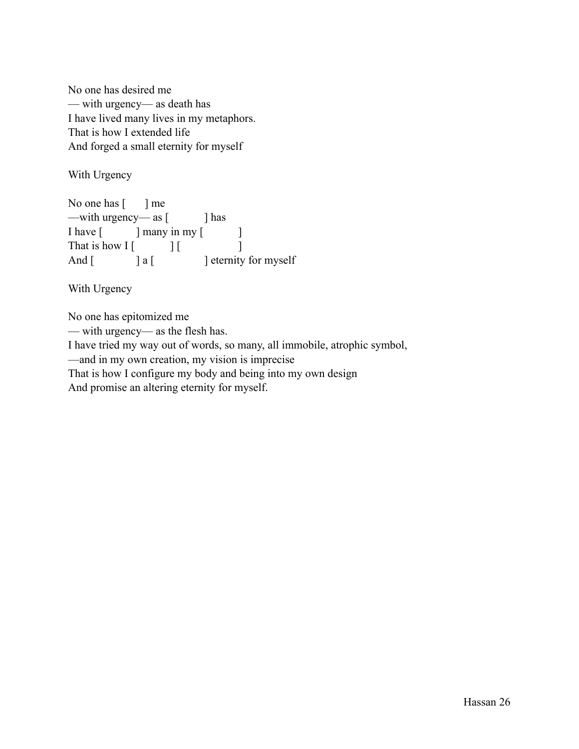No one has desired me
— with urgency— as death has
I have lived many lives in my metaphors.
That is how I extended life
And forged a small eternity for myself

With Urgency

No one has [ ] me
—with urgency— as [ ] has
I have [ ] many in my [ ]
That is how I [ ] [ ]
And [ ] a [ ] eternity for myself

With Urgency

No one has epitomized me
— with urgency— as the flesh has.
I have tried my way out of words, so many, all immobile, atrophic symbol,
—and in my own creation, my vision is imprecise
That is how I configure my body and being into my own design
And promise an altering eternity for myself.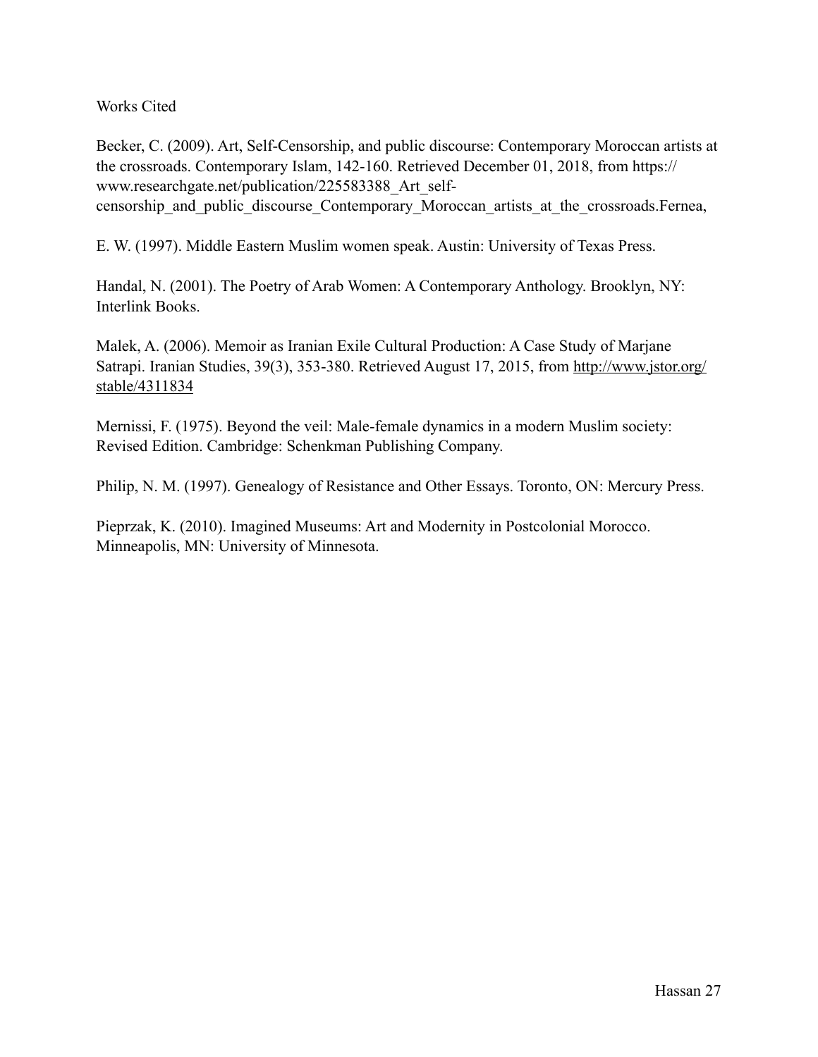Works Cited

Becker, C. (2009). Art, Self-Censorship, and public discourse: Contemporary Moroccan artists at the crossroads. Contemporary Islam, 142-160. Retrieved December 01, 2018, from https://www.researchgate.net/publication/225583388_Art_self-censorship_and_public_discourse_Contemporary_Moroccan_artists_at_the_crossroads.Fernea,

E. W. (1997). Middle Eastern Muslim women speak. Austin: University of Texas Press.

Handal, N. (2001). The Poetry of Arab Women: A Contemporary Anthology. Brooklyn, NY: Interlink Books.

Malek, A. (2006). Memoir as Iranian Exile Cultural Production: A Case Study of Marjane Satrapi. Iranian Studies, 39(3), 353-380. Retrieved August 17, 2015, from http://www.jstor.org/stable/4311834

Mernissi, F. (1975). Beyond the veil: Male-female dynamics in a modern Muslim society: Revised Edition. Cambridge: Schenkman Publishing Company.

Philip, N. M. (1997). Genealogy of Resistance and Other Essays. Toronto, ON: Mercury Press.

Pieprzak, K. (2010). Imagined Museums: Art and Modernity in Postcolonial Morocco. Minneapolis, MN: University of Minnesota.